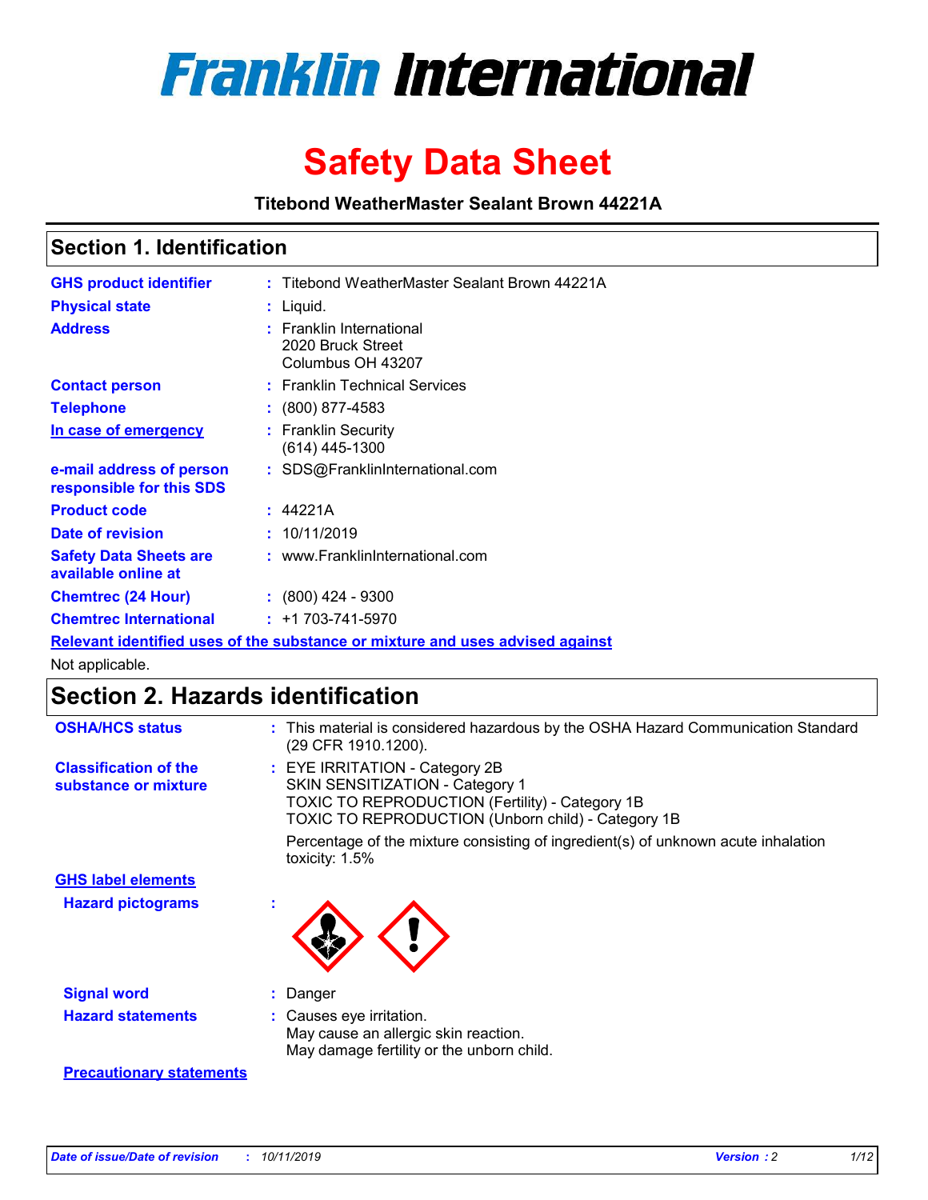# Franklin International

# Safety Data Sheet

**Titebond WeatherMaster Sealant Brown 44221A**

## Section 1. Identification

| | | |
|---|---|---|
| **GHS product identifier** | : | Titebond WeatherMaster Sealant Brown 44221A |
| **Physical state** | : | Liquid. |
| **Address** | : | Franklin International<br>2020 Bruck Street<br>Columbus OH 43207 |
| **Contact person** | : | Franklin Technical Services |
| **Telephone** | : | (800) 877-4583 |
| **In case of emergency** | : | Franklin Security<br>(614) 445-1300 |
| **e-mail address of person responsible for this SDS** | : | SDS@FranklinInternational.com |
| **Product code** | : | 44221A |
| **Date of revision** | : | 10/11/2019 |
| **Safety Data Sheets are available online at** | : | www.FranklinInternational.com |
| **Chemtrec (24 Hour)** | : | (800) 424 - 9300 |
| **Chemtrec International** | : | +1 703-741-5970 |

**Relevant identified uses of the substance or mixture and uses advised against**

Not applicable.

## Section 2. Hazards identification

| | | |
|---|---|---|
| **OSHA/HCS status** | : | This material is considered hazardous by the OSHA Hazard Communication Standard (29 CFR 1910.1200). |
| **Classification of the substance or mixture** | : | EYE IRRITATION - Category 2B<br>SKIN SENSITIZATION - Category 1<br>TOXIC TO REPRODUCTION (Fertility) - Category 1B<br>TOXIC TO REPRODUCTION (Unborn child) - Category 1B<br><br>Percentage of the mixture consisting of ingredient(s) of unknown acute inhalation toxicity: 1.5% |

**GHS label elements**

| | | |
|---|---|---|
| **Hazard pictograms** | : | |
| **Signal word** | : | Danger |
| **Hazard statements** | : | Causes eye irritation.<br>May cause an allergic skin reaction.<br>May damage fertility or the unborn child. |

**Precautionary statements**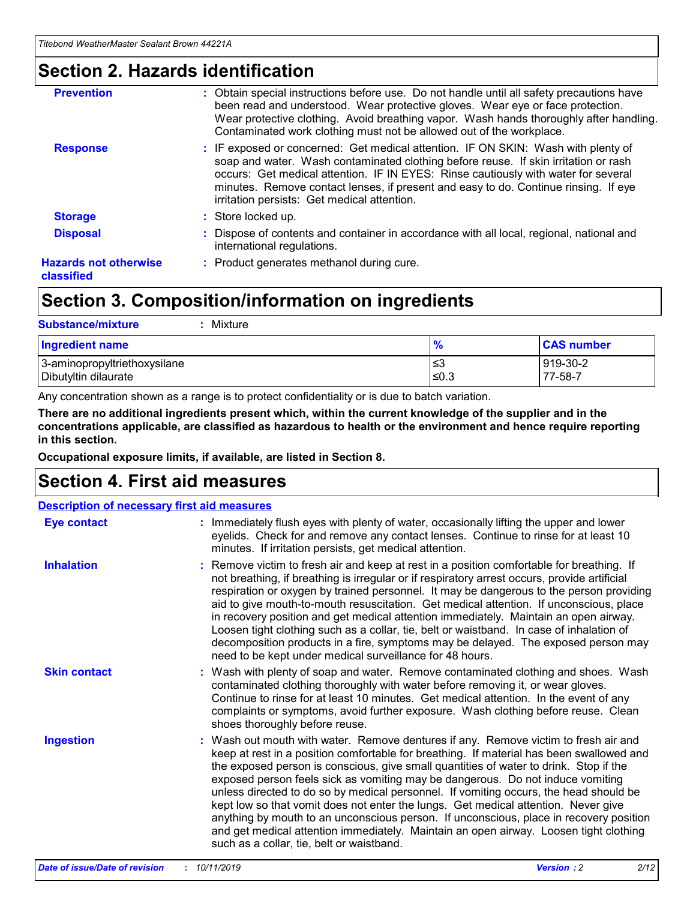# Section 2. Hazards identification

**Prevention** : Obtain special instructions before use. Do not handle until all safety precautions have been read and understood. Wear protective gloves. Wear eye or face protection. Wear protective clothing. Avoid breathing vapor. Wash hands thoroughly after handling. Contaminated work clothing must not be allowed out of the workplace.

**Response** : IF exposed or concerned: Get medical attention. IF ON SKIN: Wash with plenty of soap and water. Wash contaminated clothing before reuse. If skin irritation or rash occurs: Get medical attention. IF IN EYES: Rinse cautiously with water for several minutes. Remove contact lenses, if present and easy to do. Continue rinsing. If eye irritation persists: Get medical attention.

**Storage** : Store locked up.

**Disposal** : Dispose of contents and container in accordance with all local, regional, national and international regulations.

**Hazards not otherwise classified** : Product generates methanol during cure.

# Section 3. Composition/information on ingredients

**Substance/mixture** : Mixture

| Ingredient name | % | CAS number |
|---|---|---|
| 3-aminopropyltriethoxysilane | ≤3 | 919-30-2 |
| Dibutyltin dilaurate | ≤0.3 | 77-58-7 |

Any concentration shown as a range is to protect confidentiality or is due to batch variation.

**There are no additional ingredients present which, within the current knowledge of the supplier and in the concentrations applicable, are classified as hazardous to health or the environment and hence require reporting in this section.**

**Occupational exposure limits, if available, are listed in Section 8.**

# Section 4. First aid measures

## Description of necessary first aid measures

**Eye contact** : Immediately flush eyes with plenty of water, occasionally lifting the upper and lower eyelids. Check for and remove any contact lenses. Continue to rinse for at least 10 minutes. If irritation persists, get medical attention.

**Inhalation** : Remove victim to fresh air and keep at rest in a position comfortable for breathing. If not breathing, if breathing is irregular or if respiratory arrest occurs, provide artificial respiration or oxygen by trained personnel. It may be dangerous to the person providing aid to give mouth-to-mouth resuscitation. Get medical attention. If unconscious, place in recovery position and get medical attention immediately. Maintain an open airway. Loosen tight clothing such as a collar, tie, belt or waistband. In case of inhalation of decomposition products in a fire, symptoms may be delayed. The exposed person may need to be kept under medical surveillance for 48 hours.

**Skin contact** : Wash with plenty of soap and water. Remove contaminated clothing and shoes. Wash contaminated clothing thoroughly with water before removing it, or wear gloves. Continue to rinse for at least 10 minutes. Get medical attention. In the event of any complaints or symptoms, avoid further exposure. Wash clothing before reuse. Clean shoes thoroughly before reuse.

**Ingestion** : Wash out mouth with water. Remove dentures if any. Remove victim to fresh air and keep at rest in a position comfortable for breathing. If material has been swallowed and the exposed person is conscious, give small quantities of water to drink. Stop if the exposed person feels sick as vomiting may be dangerous. Do not induce vomiting unless directed to do so by medical personnel. If vomiting occurs, the head should be kept low so that vomit does not enter the lungs. Get medical attention. Never give anything by mouth to an unconscious person. If unconscious, place in recovery position and get medical attention immediately. Maintain an open airway. Loosen tight clothing such as a collar, tie, belt or waistband.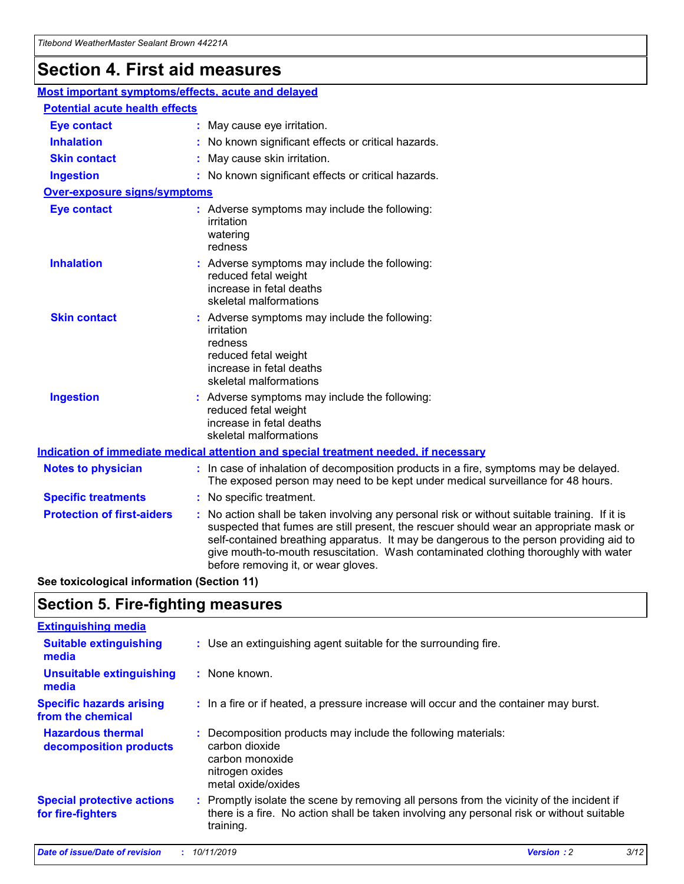# Section 4. First aid measures

## Most important symptoms/effects, acute and delayed

### Potential acute health effects

| | |
|---|---|
| **Eye contact** | May cause eye irritation. |
| **Inhalation** | No known significant effects or critical hazards. |
| **Skin contact** | May cause skin irritation. |
| **Ingestion** | No known significant effects or critical hazards. |

### Over-exposure signs/symptoms

| | |
|---|---|
| **Eye contact** | Adverse symptoms may include the following: irritation, watering, redness |
| **Inhalation** | Adverse symptoms may include the following: reduced fetal weight, increase in fetal deaths, skeletal malformations |
| **Skin contact** | Adverse symptoms may include the following: irritation, redness, reduced fetal weight, increase in fetal deaths, skeletal malformations |
| **Ingestion** | Adverse symptoms may include the following: reduced fetal weight, increase in fetal deaths, skeletal malformations |

## Indication of immediate medical attention and special treatment needed, if necessary

| | |
|---|---|
| **Notes to physician** | In case of inhalation of decomposition products in a fire, symptoms may be delayed. The exposed person may need to be kept under medical surveillance for 48 hours. |
| **Specific treatments** | No specific treatment. |
| **Protection of first-aiders** | No action shall be taken involving any personal risk or without suitable training. If it is suspected that fumes are still present, the rescuer should wear an appropriate mask or self-contained breathing apparatus. It may be dangerous to the person providing aid to give mouth-to-mouth resuscitation. Wash contaminated clothing thoroughly with water before removing it, or wear gloves. |

**See toxicological information (Section 11)**

# Section 5. Fire-fighting measures

## Extinguishing media

| | |
|---|---|
| **Suitable extinguishing media** | Use an extinguishing agent suitable for the surrounding fire. |
| **Unsuitable extinguishing media** | None known. |
| **Specific hazards arising from the chemical** | In a fire or if heated, a pressure increase will occur and the container may burst. |
| **Hazardous thermal decomposition products** | Decomposition products may include the following materials: carbon dioxide, carbon monoxide, nitrogen oxides, metal oxide/oxides |
| **Special protective actions for fire-fighters** | Promptly isolate the scene by removing all persons from the vicinity of the incident if there is a fire. No action shall be taken involving any personal risk or without suitable training. |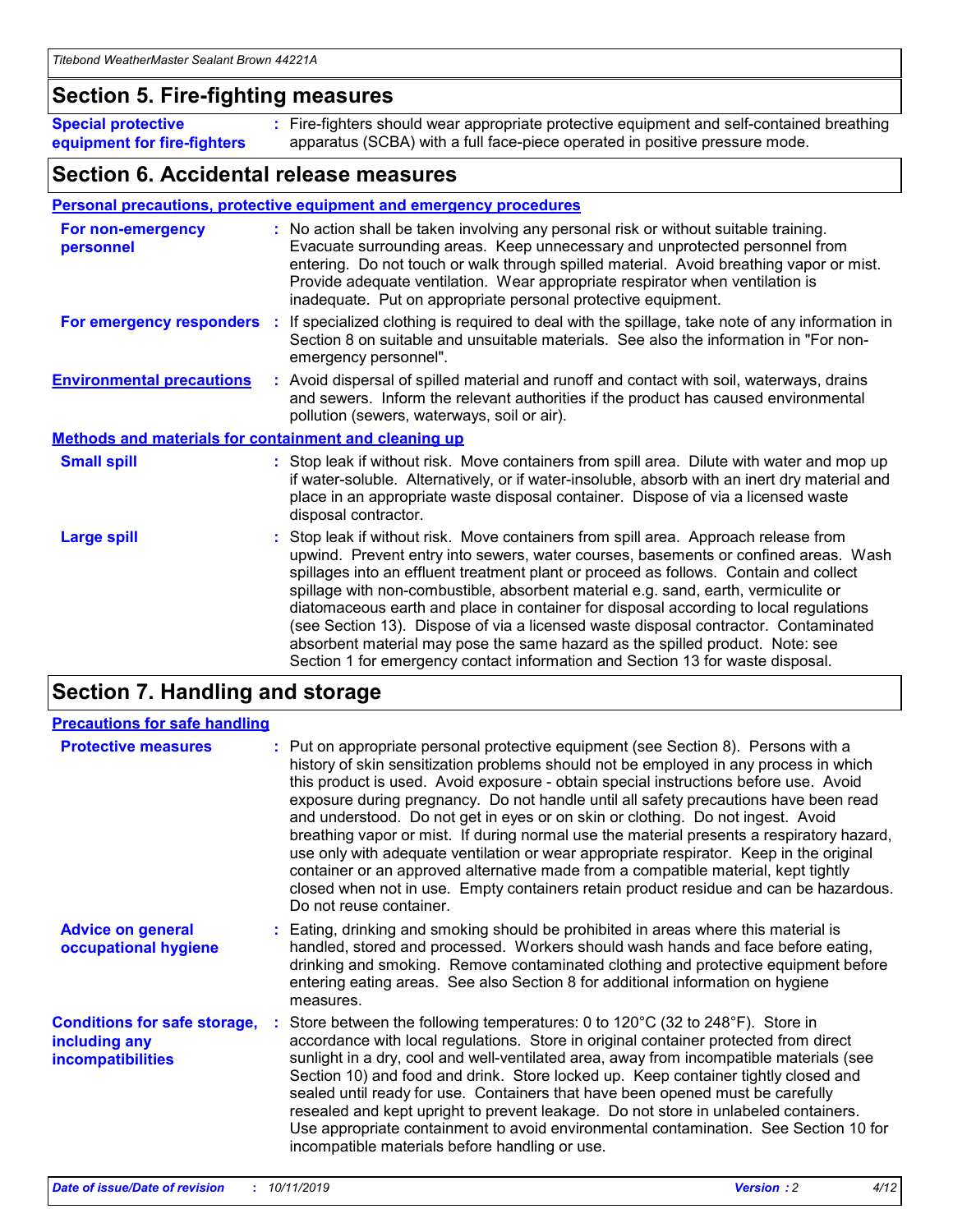## Section 5. Fire-fighting measures

**Special protective equipment for fire-fighters** : Fire-fighters should wear appropriate protective equipment and self-contained breathing apparatus (SCBA) with a full face-piece operated in positive pressure mode.

## Section 6. Accidental release measures

### Personal precautions, protective equipment and emergency procedures

**For non-emergency personnel** : No action shall be taken involving any personal risk or without suitable training. Evacuate surrounding areas. Keep unnecessary and unprotected personnel from entering. Do not touch or walk through spilled material. Avoid breathing vapor or mist. Provide adequate ventilation. Wear appropriate respirator when ventilation is inadequate. Put on appropriate personal protective equipment.

**For emergency responders** : If specialized clothing is required to deal with the spillage, take note of any information in Section 8 on suitable and unsuitable materials. See also the information in "For non-emergency personnel".

**Environmental precautions** : Avoid dispersal of spilled material and runoff and contact with soil, waterways, drains and sewers. Inform the relevant authorities if the product has caused environmental pollution (sewers, waterways, soil or air).

### Methods and materials for containment and cleaning up

**Small spill** : Stop leak if without risk. Move containers from spill area. Dilute with water and mop up if water-soluble. Alternatively, or if water-insoluble, absorb with an inert dry material and place in an appropriate waste disposal container. Dispose of via a licensed waste disposal contractor.

**Large spill** : Stop leak if without risk. Move containers from spill area. Approach release from upwind. Prevent entry into sewers, water courses, basements or confined areas. Wash spillages into an effluent treatment plant or proceed as follows. Contain and collect spillage with non-combustible, absorbent material e.g. sand, earth, vermiculite or diatomaceous earth and place in container for disposal according to local regulations (see Section 13). Dispose of via a licensed waste disposal contractor. Contaminated absorbent material may pose the same hazard as the spilled product. Note: see Section 1 for emergency contact information and Section 13 for waste disposal.

## Section 7. Handling and storage

### Precautions for safe handling

**Protective measures** : Put on appropriate personal protective equipment (see Section 8). Persons with a history of skin sensitization problems should not be employed in any process in which this product is used. Avoid exposure - obtain special instructions before use. Avoid exposure during pregnancy. Do not handle until all safety precautions have been read and understood. Do not get in eyes or on skin or clothing. Do not ingest. Avoid breathing vapor or mist. If during normal use the material presents a respiratory hazard, use only with adequate ventilation or wear appropriate respirator. Keep in the original container or an approved alternative made from a compatible material, kept tightly closed when not in use. Empty containers retain product residue and can be hazardous. Do not reuse container.

**Advice on general occupational hygiene** : Eating, drinking and smoking should be prohibited in areas where this material is handled, stored and processed. Workers should wash hands and face before eating, drinking and smoking. Remove contaminated clothing and protective equipment before entering eating areas. See also Section 8 for additional information on hygiene measures.

**Conditions for safe storage, including any incompatibilities** : Store between the following temperatures: 0 to 120°C (32 to 248°F). Store in accordance with local regulations. Store in original container protected from direct sunlight in a dry, cool and well-ventilated area, away from incompatible materials (see Section 10) and food and drink. Store locked up. Keep container tightly closed and sealed until ready for use. Containers that have been opened must be carefully resealed and kept upright to prevent leakage. Do not store in unlabeled containers. Use appropriate containment to avoid environmental contamination. See Section 10 for incompatible materials before handling or use.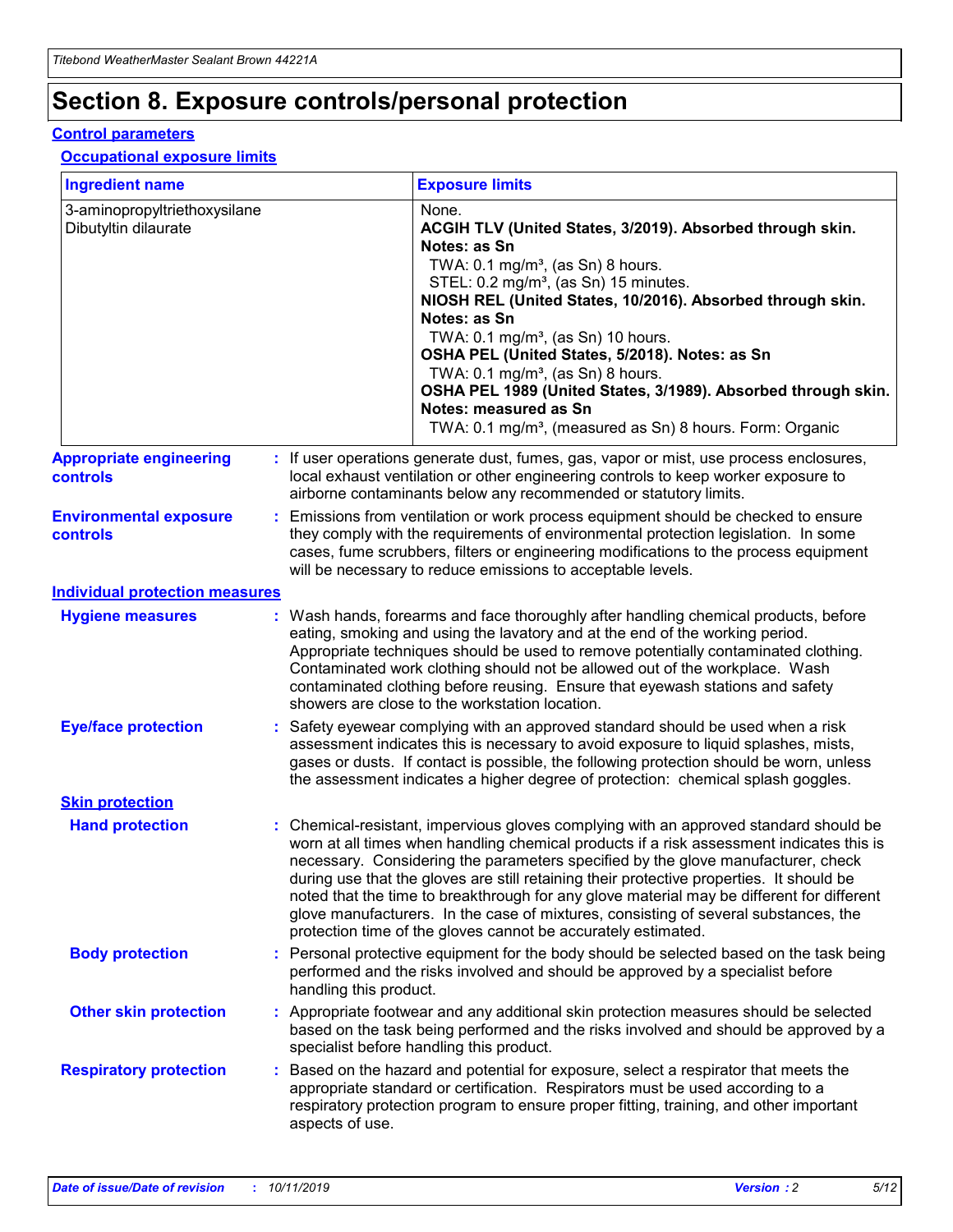# Section 8. Exposure controls/personal protection

## Control parameters

### Occupational exposure limits

| Ingredient name | Exposure limits |
|---|---|
| 3-aminopropyltriethoxysilane | None. |
| Dibutyltin dilaurate | **ACGIH TLV (United States, 3/2019). Absorbed through skin. Notes: as Sn**<br>TWA: 0.1 mg/m³, (as Sn) 8 hours.<br>STEL: 0.2 mg/m³, (as Sn) 15 minutes.<br>**NIOSH REL (United States, 10/2016). Absorbed through skin. Notes: as Sn**<br>TWA: 0.1 mg/m³, (as Sn) 10 hours.<br>**OSHA PEL (United States, 5/2018). Notes: as Sn**<br>TWA: 0.1 mg/m³, (as Sn) 8 hours.<br>**OSHA PEL 1989 (United States, 3/1989). Absorbed through skin. Notes: measured as Sn**<br>TWA: 0.1 mg/m³, (measured as Sn) 8 hours. Form: Organic |

**Appropriate engineering controls** : If user operations generate dust, fumes, gas, vapor or mist, use process enclosures, local exhaust ventilation or other engineering controls to keep worker exposure to airborne contaminants below any recommended or statutory limits.

**Environmental exposure controls** : Emissions from ventilation or work process equipment should be checked to ensure they comply with the requirements of environmental protection legislation. In some cases, fume scrubbers, filters or engineering modifications to the process equipment will be necessary to reduce emissions to acceptable levels.

## Individual protection measures

**Hygiene measures** : Wash hands, forearms and face thoroughly after handling chemical products, before eating, smoking and using the lavatory and at the end of the working period. Appropriate techniques should be used to remove potentially contaminated clothing. Contaminated work clothing should not be allowed out of the workplace. Wash contaminated clothing before reusing. Ensure that eyewash stations and safety showers are close to the workstation location.

**Eye/face protection** : Safety eyewear complying with an approved standard should be used when a risk assessment indicates this is necessary to avoid exposure to liquid splashes, mists, gases or dusts. If contact is possible, the following protection should be worn, unless the assessment indicates a higher degree of protection: chemical splash goggles.

### Skin protection

**Hand protection** : Chemical-resistant, impervious gloves complying with an approved standard should be worn at all times when handling chemical products if a risk assessment indicates this is necessary. Considering the parameters specified by the glove manufacturer, check during use that the gloves are still retaining their protective properties. It should be noted that the time to breakthrough for any glove material may be different for different glove manufacturers. In the case of mixtures, consisting of several substances, the protection time of the gloves cannot be accurately estimated.

**Body protection** : Personal protective equipment for the body should be selected based on the task being performed and the risks involved and should be approved by a specialist before handling this product.

**Other skin protection** : Appropriate footwear and any additional skin protection measures should be selected based on the task being performed and the risks involved and should be approved by a specialist before handling this product.

**Respiratory protection** : Based on the hazard and potential for exposure, select a respirator that meets the appropriate standard or certification. Respirators must be used according to a respiratory protection program to ensure proper fitting, training, and other important aspects of use.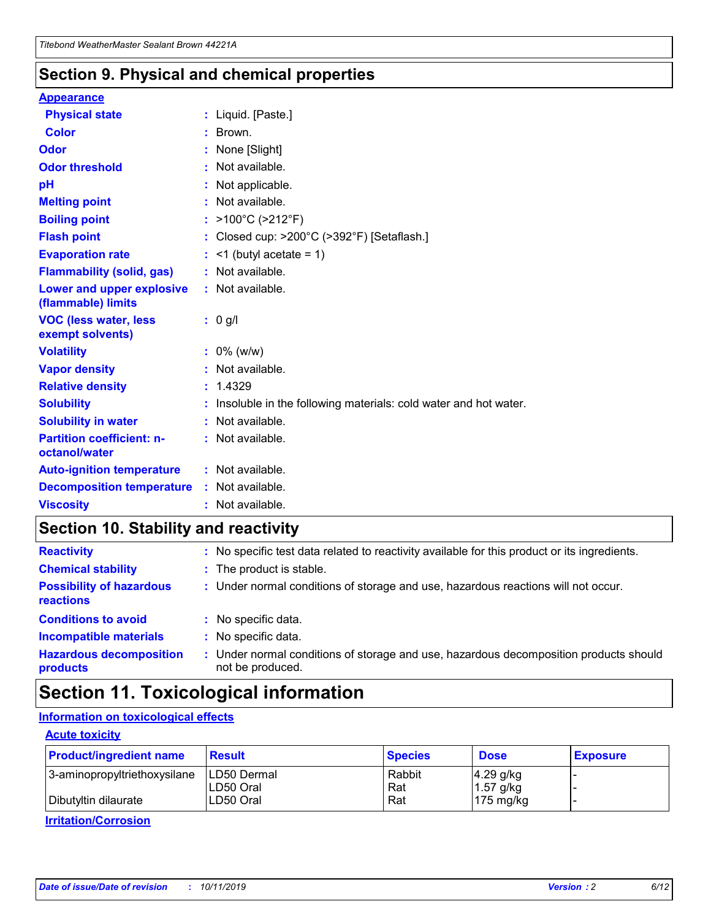## Section 9. Physical and chemical properties

**Appearance**

| | |
|---|---|
| **Physical state** | : Liquid. [Paste.] |
| **Color** | : Brown. |
| **Odor** | : None [Slight] |
| **Odor threshold** | : Not available. |
| **pH** | : Not applicable. |
| **Melting point** | : Not available. |
| **Boiling point** | : >100°C (>212°F) |
| **Flash point** | : Closed cup: >200°C (>392°F) [Setaflash.] |
| **Evaporation rate** | : <1 (butyl acetate = 1) |
| **Flammability (solid, gas)** | : Not available. |
| **Lower and upper explosive (flammable) limits** | : Not available. |
| **VOC (less water, less exempt solvents)** | : 0 g/l |
| **Volatility** | : 0% (w/w) |
| **Vapor density** | : Not available. |
| **Relative density** | : 1.4329 |
| **Solubility** | : Insoluble in the following materials: cold water and hot water. |
| **Solubility in water** | : Not available. |
| **Partition coefficient: n-octanol/water** | : Not available. |
| **Auto-ignition temperature** | : Not available. |
| **Decomposition temperature** | : Not available. |
| **Viscosity** | : Not available. |

## Section 10. Stability and reactivity

| | |
|---|---|
| **Reactivity** | : No specific test data related to reactivity available for this product or its ingredients. |
| **Chemical stability** | : The product is stable. |
| **Possibility of hazardous reactions** | : Under normal conditions of storage and use, hazardous reactions will not occur. |
| **Conditions to avoid** | : No specific data. |
| **Incompatible materials** | : No specific data. |
| **Hazardous decomposition products** | : Under normal conditions of storage and use, hazardous decomposition products should not be produced. |

## Section 11. Toxicological information

**Information on toxicological effects**

**Acute toxicity**

| Product/ingredient name | Result | Species | Dose | Exposure |
|---|---|---|---|---|
| 3-aminopropyltriethoxysilane | LD50 Dermal | Rabbit | 4.29 g/kg | - |
| | LD50 Oral | Rat | 1.57 g/kg | - |
| Dibutyltin dilaurate | LD50 Oral | Rat | 175 mg/kg | - |

**Irritation/Corrosion**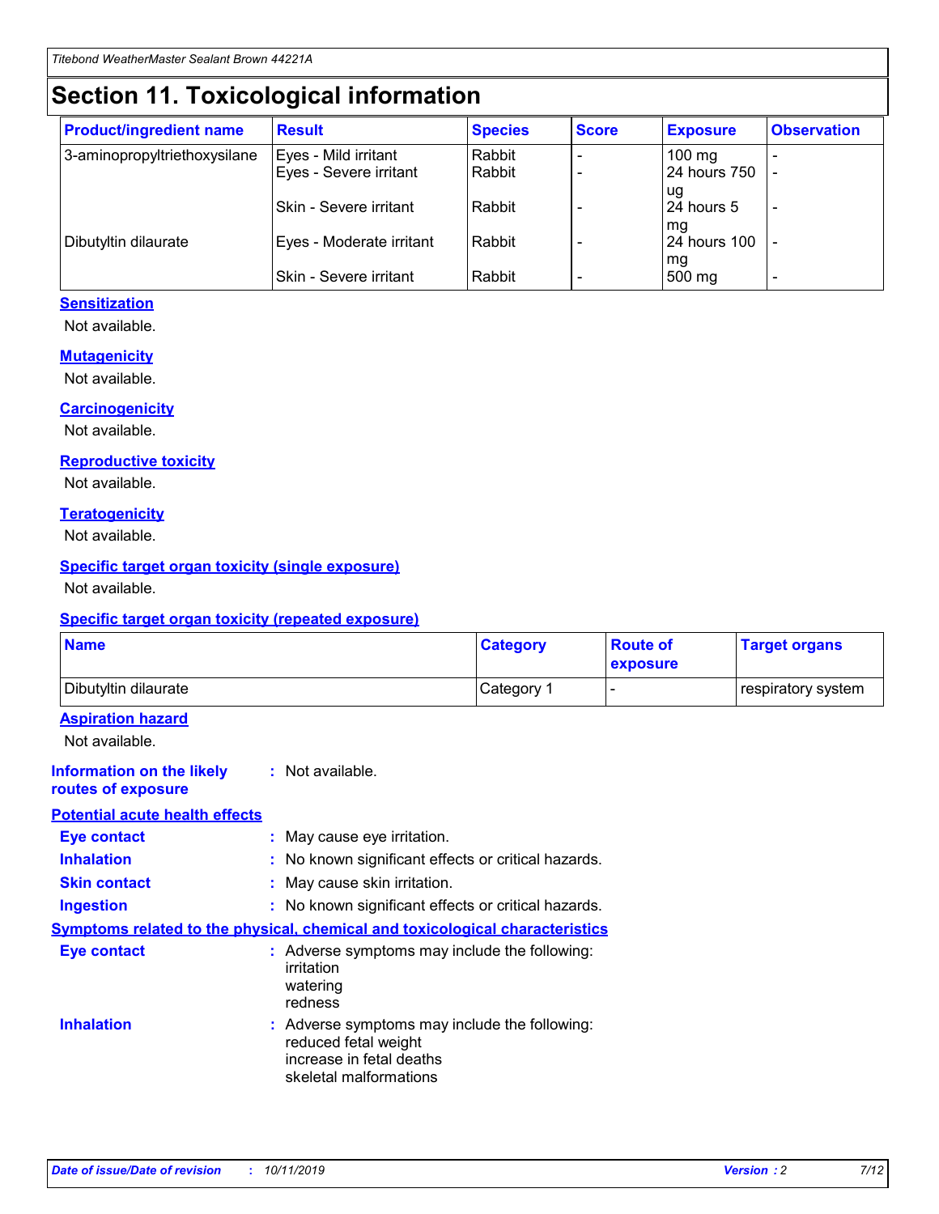# Section 11. Toxicological information

| Product/ingredient name | Result | Species | Score | Exposure | Observation |
| --- | --- | --- | --- | --- | --- |
| 3-aminopropyltriethoxysilane | Eyes - Mild irritant | Rabbit | - | 100 mg | - |
| | Eyes - Severe irritant | Rabbit | - | 24 hours 750 ug | - |
| | Skin - Severe irritant | Rabbit | - | 24 hours 5 mg | - |
| Dibutyltin dilaurate | Eyes - Moderate irritant | Rabbit | - | 24 hours 100 mg | - |
| | Skin - Severe irritant | Rabbit | - | 500 mg | - |

### Sensitization

Not available.

### Mutagenicity

Not available.

### Carcinogenicity

Not available.

### Reproductive toxicity

Not available.

### Teratogenicity

Not available.

### Specific target organ toxicity (single exposure)

Not available.

### Specific target organ toxicity (repeated exposure)

| Name | Category | Route of exposure | Target organs |
| --- | --- | --- | --- |
| Dibutyltin dilaurate | Category 1 | - | respiratory system |

### Aspiration hazard

Not available.

**Information on the likely routes of exposure** : Not available.

### Potential acute health effects

**Eye contact** : May cause eye irritation.

**Inhalation** : No known significant effects or critical hazards.

**Skin contact** : May cause skin irritation.

**Ingestion** : No known significant effects or critical hazards.

### Symptoms related to the physical, chemical and toxicological characteristics

**Eye contact** : Adverse symptoms may include the following:
irritation
watering
redness

**Inhalation** : Adverse symptoms may include the following:
reduced fetal weight
increase in fetal deaths
skeletal malformations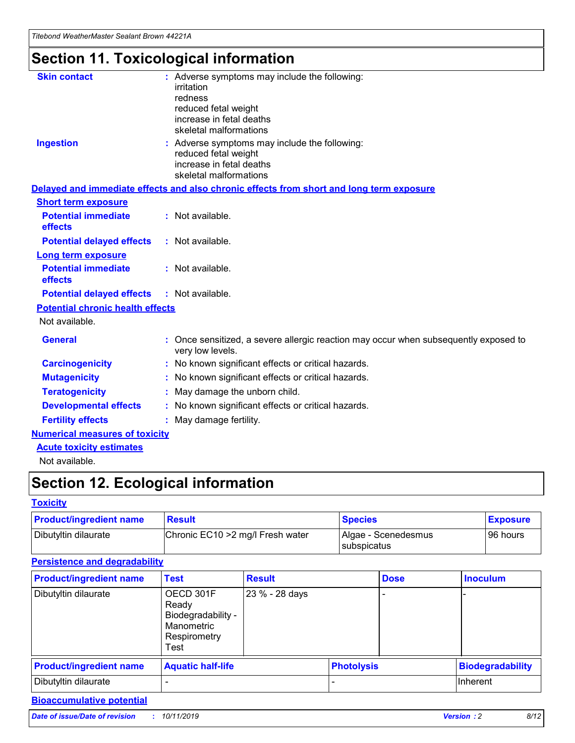# Section 11. Toxicological information

**Skin contact** : Adverse symptoms may include the following:
irritation
redness
reduced fetal weight
increase in fetal deaths
skeletal malformations

**Ingestion** : Adverse symptoms may include the following:
reduced fetal weight
increase in fetal deaths
skeletal malformations

## Delayed and immediate effects and also chronic effects from short and long term exposure

### Short term exposure

**Potential immediate effects** : Not available.

**Potential delayed effects** : Not available.

### Long term exposure

**Potential immediate effects** : Not available.

**Potential delayed effects** : Not available.

### Potential chronic health effects

Not available.

**General** : Once sensitized, a severe allergic reaction may occur when subsequently exposed to very low levels.

**Carcinogenicity** : No known significant effects or critical hazards.

**Mutagenicity** : No known significant effects or critical hazards.

**Teratogenicity** : May damage the unborn child.

**Developmental effects** : No known significant effects or critical hazards.

**Fertility effects** : May damage fertility.

## Numerical measures of toxicity

### Acute toxicity estimates

Not available.

# Section 12. Ecological information

## Toxicity

| Product/ingredient name | Result | Species | Exposure |
| --- | --- | --- | --- |
| Dibutyltin dilaurate | Chronic EC10 >2 mg/l Fresh water | Algae - Scenedesmus subspicatus | 96 hours |

## Persistence and degradability

| Product/ingredient name | Test | Result | Dose | Inoculum |
| --- | --- | --- | --- | --- |
| Dibutyltin dilaurate | OECD 301F Ready Biodegradability - Manometric Respirometry Test | 23 % - 28 days | - | - |

| Product/ingredient name | Aquatic half-life | Photolysis | Biodegradability |
| --- | --- | --- | --- |
| Dibutyltin dilaurate | - | - | Inherent |

## Bioaccumulative potential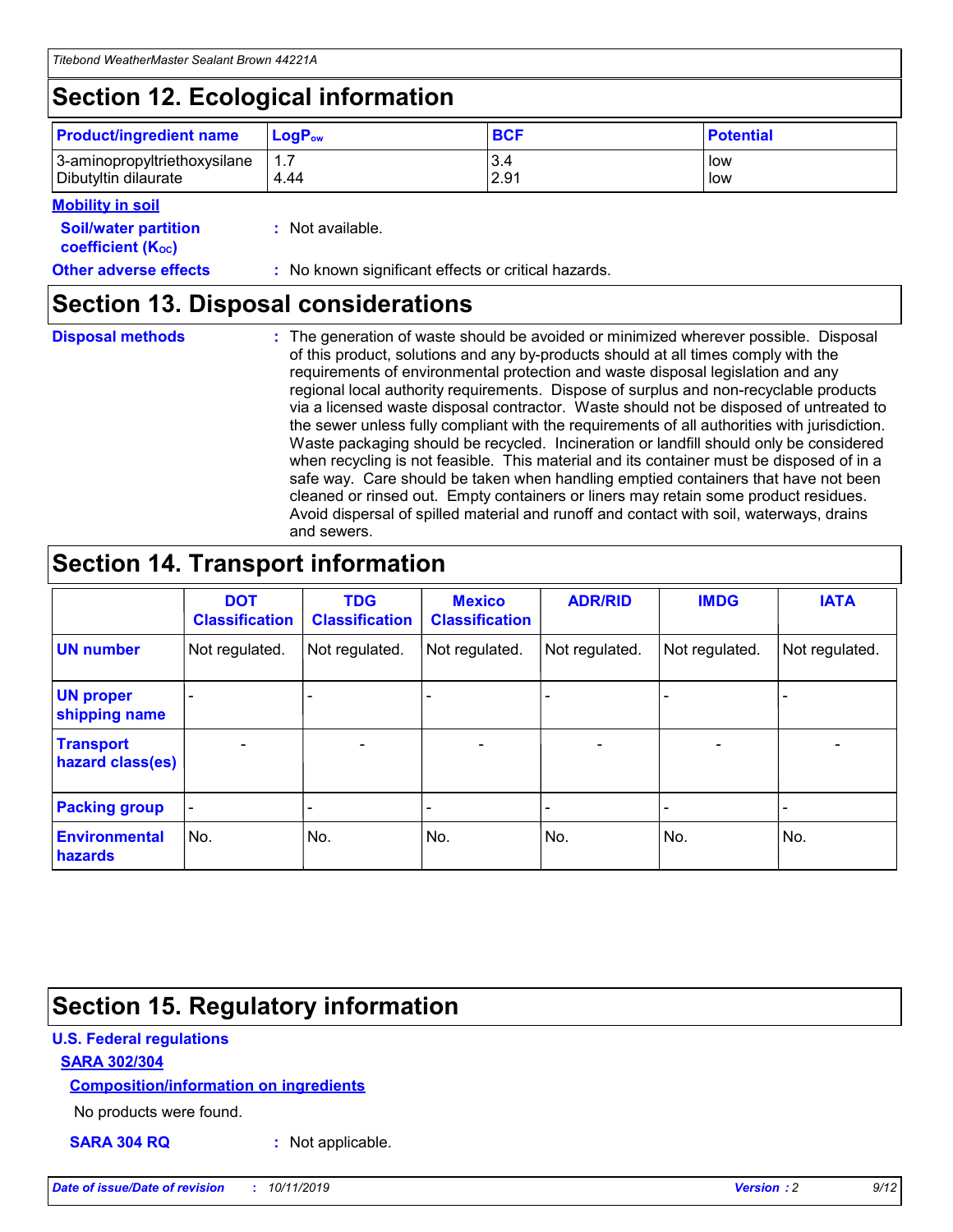## Section 12. Ecological information

| Product/ingredient name | $LogP_{ow}$ | BCF | Potential |
|---|---|---|---|
| 3-aminopropyltriethoxysilane | 1.7 | 3.4 | low |
| Dibutyltin dilaurate | 4.44 | 2.91 | low |

**Mobility in soil**

**Soil/water partition coefficient ($K_{OC}$)** : Not available.

**Other adverse effects** : No known significant effects or critical hazards.

## Section 13. Disposal considerations

**Disposal methods** : The generation of waste should be avoided or minimized wherever possible. Disposal of this product, solutions and any by-products should at all times comply with the requirements of environmental protection and waste disposal legislation and any regional local authority requirements. Dispose of surplus and non-recyclable products via a licensed waste disposal contractor. Waste should not be disposed of untreated to the sewer unless fully compliant with the requirements of all authorities with jurisdiction. Waste packaging should be recycled. Incineration or landfill should only be considered when recycling is not feasible. This material and its container must be disposed of in a safe way. Care should be taken when handling emptied containers that have not been cleaned or rinsed out. Empty containers or liners may retain some product residues. Avoid dispersal of spilled material and runoff and contact with soil, waterways, drains and sewers.

## Section 14. Transport information

| | DOT Classification | TDG Classification | Mexico Classification | ADR/RID | IMDG | IATA |
|---|---|---|---|---|---|---|
| UN number | Not regulated. | Not regulated. | Not regulated. | Not regulated. | Not regulated. | Not regulated. |
| UN proper shipping name | - | - | - | - | - | - |
| Transport hazard class(es) | - | - | - | - | - | - |
| Packing group | - | - | - | - | - | - |
| Environmental hazards | No. | No. | No. | No. | No. | No. |

## Section 15. Regulatory information

**U.S. Federal regulations**

**SARA 302/304**

**Composition/information on ingredients**

No products were found.

**SARA 304 RQ** : Not applicable.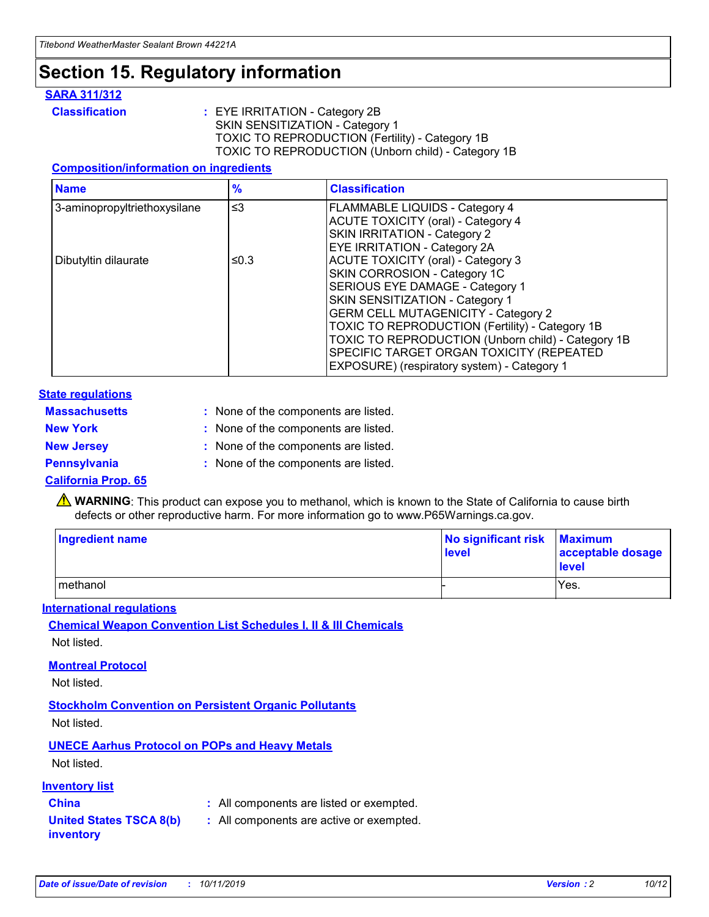# Section 15. Regulatory information

## SARA 311/312

**Classification** : EYE IRRITATION - Category 2B
SKIN SENSITIZATION - Category 1
TOXIC TO REPRODUCTION (Fertility) - Category 1B
TOXIC TO REPRODUCTION (Unborn child) - Category 1B

### Composition/information on ingredients

| Name | % | Classification |
|---|---|---|
| 3-aminopropyltriethoxysilane | ≤3 | FLAMMABLE LIQUIDS - Category 4<br>ACUTE TOXICITY (oral) - Category 4<br>SKIN IRRITATION - Category 2<br>EYE IRRITATION - Category 2A |
| Dibutyltin dilaurate | ≤0.3 | ACUTE TOXICITY (oral) - Category 3<br>SKIN CORROSION - Category 1C<br>SERIOUS EYE DAMAGE - Category 1<br>SKIN SENSITIZATION - Category 1<br>GERM CELL MUTAGENICITY - Category 2<br>TOXIC TO REPRODUCTION (Fertility) - Category 1B<br>TOXIC TO REPRODUCTION (Unborn child) - Category 1B<br>SPECIFIC TARGET ORGAN TOXICITY (REPEATED EXPOSURE) (respiratory system) - Category 1 |

## State regulations

**Massachusetts** : None of the components are listed.
**New York** : None of the components are listed.
**New Jersey** : None of the components are listed.
**Pennsylvania** : None of the components are listed.

### California Prop. 65

⚠ **WARNING**: This product can expose you to methanol, which is known to the State of California to cause birth defects or other reproductive harm. For more information go to www.P65Warnings.ca.gov.

| Ingredient name | No significant risk level | Maximum acceptable dosage level |
|---|---|---|
| methanol | - | Yes. |

## International regulations

### Chemical Weapon Convention List Schedules I, II & III Chemicals

Not listed.

### Montreal Protocol

Not listed.

### Stockholm Convention on Persistent Organic Pollutants

Not listed.

### UNECE Aarhus Protocol on POPs and Heavy Metals

Not listed.

## Inventory list

**China** : All components are listed or exempted.
**United States TSCA 8(b) inventory** : All components are active or exempted.

*Date of issue/Date of revision* : *10/11/2019* *Version* : *2*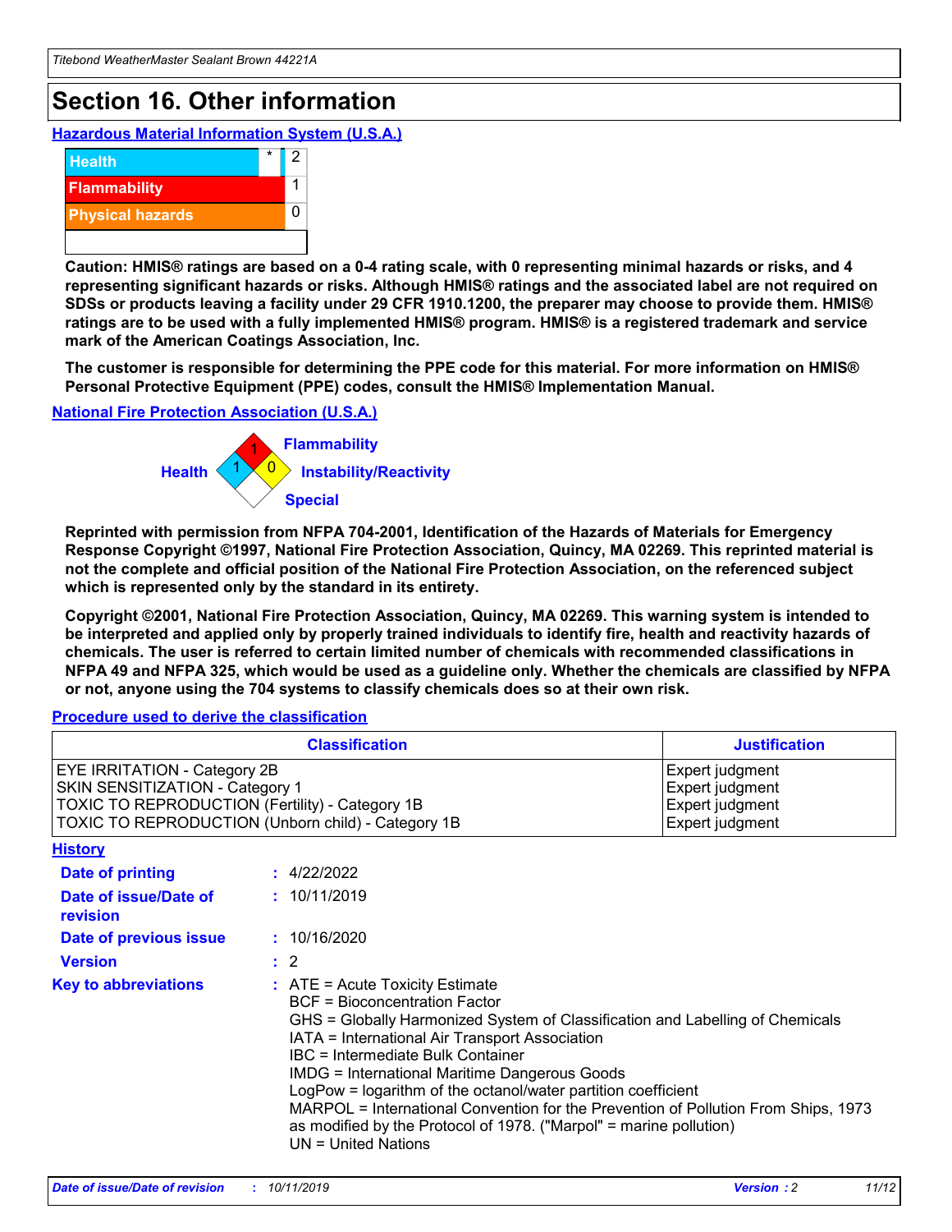# Section 16. Other information

### Hazardous Material Information System (U.S.A.)

| | | |
|---|---|---|
| Health | * | 2 |
| Flammability | | 1 |
| Physical hazards | | 0 |
| | | |

**Caution: HMIS® ratings are based on a 0-4 rating scale, with 0 representing minimal hazards or risks, and 4 representing significant hazards or risks. Although HMIS® ratings and the associated label are not required on SDSs or products leaving a facility under 29 CFR 1910.1200, the preparer may choose to provide them. HMIS® ratings are to be used with a fully implemented HMIS® program. HMIS® is a registered trademark and service mark of the American Coatings Association, Inc.**

**The customer is responsible for determining the PPE code for this material. For more information on HMIS® Personal Protective Equipment (PPE) codes, consult the HMIS® Implementation Manual.**

### National Fire Protection Association (U.S.A.)

Flammability: 1
Health: 1
Instability/Reactivity: 0
Special:

**Reprinted with permission from NFPA 704-2001, Identification of the Hazards of Materials for Emergency Response Copyright ©1997, National Fire Protection Association, Quincy, MA 02269. This reprinted material is not the complete and official position of the National Fire Protection Association, on the referenced subject which is represented only by the standard in its entirety.**

**Copyright ©2001, National Fire Protection Association, Quincy, MA 02269. This warning system is intended to be interpreted and applied only by properly trained individuals to identify fire, health and reactivity hazards of chemicals. The user is referred to certain limited number of chemicals with recommended classifications in NFPA 49 and NFPA 325, which would be used as a guideline only. Whether the chemicals are classified by NFPA or not, anyone using the 704 systems to classify chemicals does so at their own risk.**

### Procedure used to derive the classification

| Classification | Justification |
|---|---|
| EYE IRRITATION - Category 2B | Expert judgment |
| SKIN SENSITIZATION - Category 1 | Expert judgment |
| TOXIC TO REPRODUCTION (Fertility) - Category 1B | Expert judgment |
| TOXIC TO REPRODUCTION (Unborn child) - Category 1B | Expert judgment |

### History

**Date of printing** : 4/22/2022

**Date of issue/Date of revision** : 10/11/2019

**Date of previous issue** : 10/16/2020

**Version** : 2

**Key to abbreviations** : ATE = Acute Toxicity Estimate
BCF = Bioconcentration Factor
GHS = Globally Harmonized System of Classification and Labelling of Chemicals
IATA = International Air Transport Association
IBC = Intermediate Bulk Container
IMDG = International Maritime Dangerous Goods
LogPow = logarithm of the octanol/water partition coefficient
MARPOL = International Convention for the Prevention of Pollution From Ships, 1973 as modified by the Protocol of 1978. ("Marpol" = marine pollution)
UN = United Nations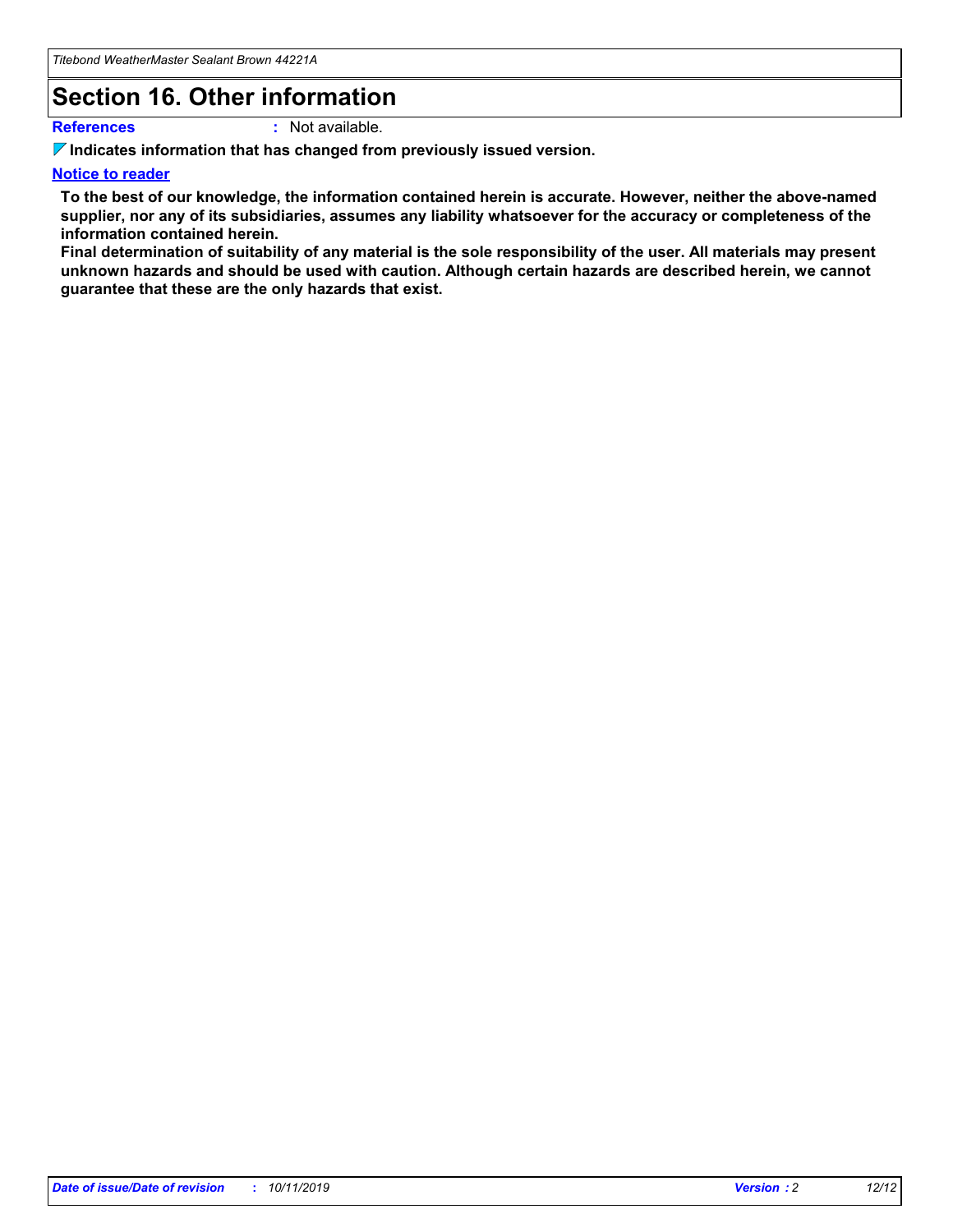# Section 16. Other information

**References** : Not available.

**Indicates information that has changed from previously issued version.**

**Notice to reader**

**To the best of our knowledge, the information contained herein is accurate. However, neither the above-named supplier, nor any of its subsidiaries, assumes any liability whatsoever for the accuracy or completeness of the information contained herein.**

**Final determination of suitability of any material is the sole responsibility of the user. All materials may present unknown hazards and should be used with caution. Although certain hazards are described herein, we cannot guarantee that these are the only hazards that exist.**